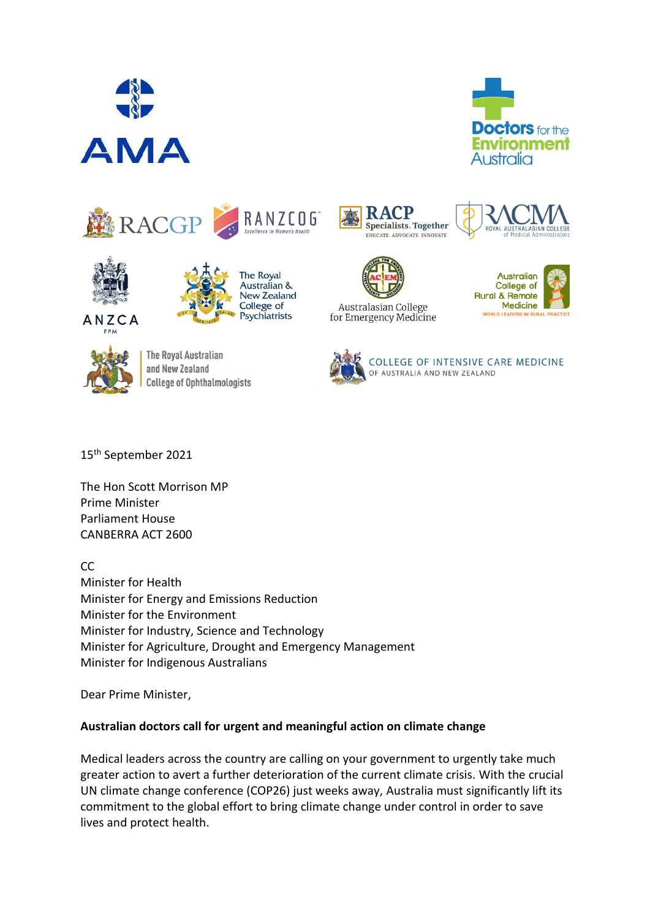15th September 2021

The Hon Scott Morrison MP
Prime Minister
Parliament House
CANBERRA ACT 2600

CC
Minister for Health
Minister for Energy and Emissions Reduction
Minister for the Environment
Minister for Industry, Science and Technology
Minister for Agriculture, Drought and Emergency Management
Minister for Indigenous Australians

Dear Prime Minister,

**Australian doctors call for urgent and meaningful action on climate change**

Medical leaders across the country are calling on your government to urgently take much greater action to avert a further deterioration of the current climate crisis. With the crucial UN climate change conference (COP26) just weeks away, Australia must significantly lift its commitment to the global effort to bring climate change under control in order to save lives and protect health.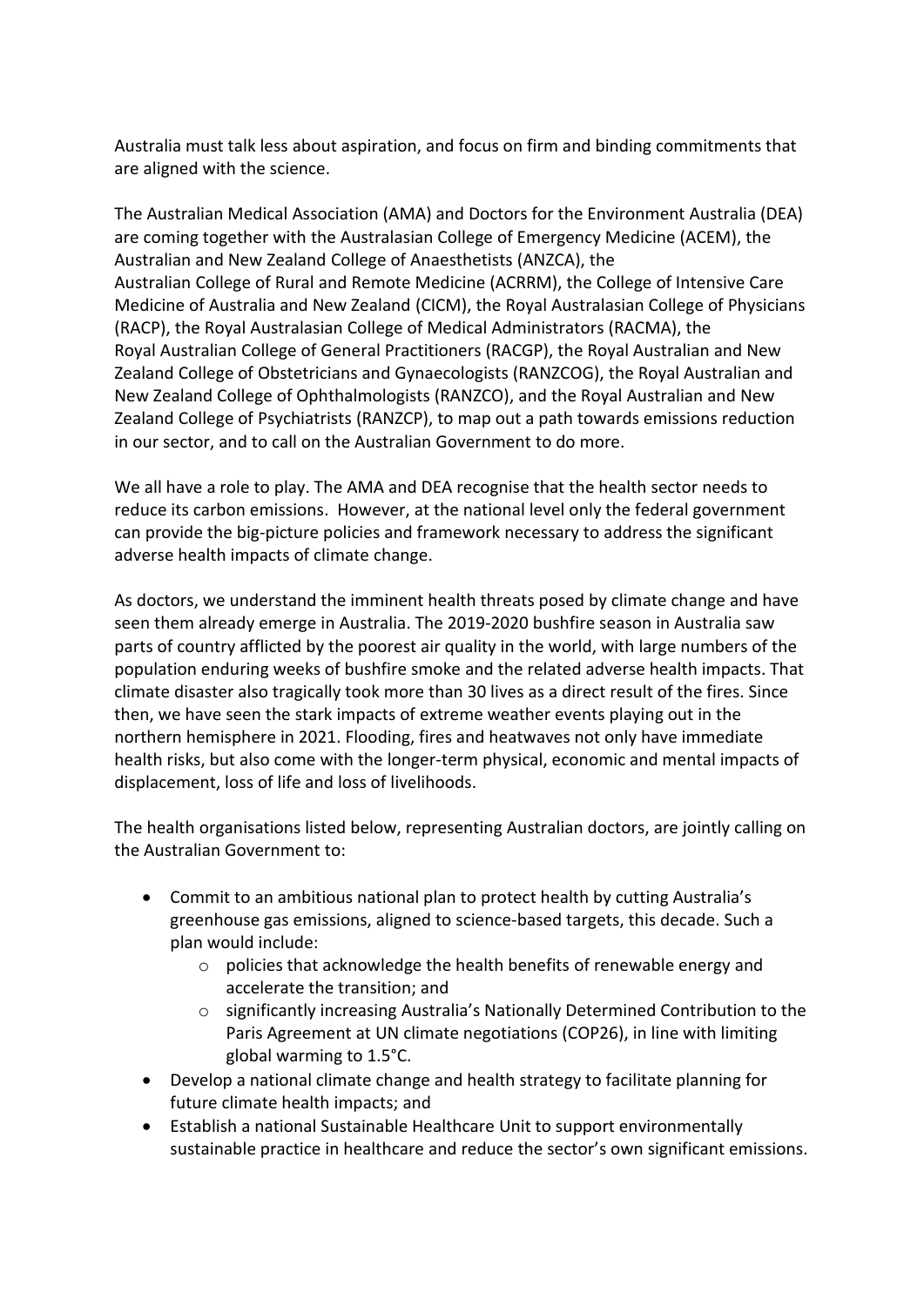Australia must talk less about aspiration, and focus on firm and binding commitments that are aligned with the science.

The Australian Medical Association (AMA) and Doctors for the Environment Australia (DEA) are coming together with the Australasian College of Emergency Medicine (ACEM), the Australian and New Zealand College of Anaesthetists (ANZCA), the Australian College of Rural and Remote Medicine (ACRRM), the College of Intensive Care Medicine of Australia and New Zealand (CICM), the Royal Australasian College of Physicians (RACP), the Royal Australasian College of Medical Administrators (RACMA), the Royal Australian College of General Practitioners (RACGP), the Royal Australian and New Zealand College of Obstetricians and Gynaecologists (RANZCOG), the Royal Australian and New Zealand College of Ophthalmologists (RANZCO), and the Royal Australian and New Zealand College of Psychiatrists (RANZCP), to map out a path towards emissions reduction in our sector, and to call on the Australian Government to do more.

We all have a role to play. The AMA and DEA recognise that the health sector needs to reduce its carbon emissions. However, at the national level only the federal government can provide the big-picture policies and framework necessary to address the significant adverse health impacts of climate change.

As doctors, we understand the imminent health threats posed by climate change and have seen them already emerge in Australia. The 2019-2020 bushfire season in Australia saw parts of country afflicted by the poorest air quality in the world, with large numbers of the population enduring weeks of bushfire smoke and the related adverse health impacts. That climate disaster also tragically took more than 30 lives as a direct result of the fires. Since then, we have seen the stark impacts of extreme weather events playing out in the northern hemisphere in 2021. Flooding, fires and heatwaves not only have immediate health risks, but also come with the longer-term physical, economic and mental impacts of displacement, loss of life and loss of livelihoods.

The health organisations listed below, representing Australian doctors, are jointly calling on the Australian Government to:

- Commit to an ambitious national plan to protect health by cutting Australia's greenhouse gas emissions, aligned to science-based targets, this decade. Such a plan would include:
  - policies that acknowledge the health benefits of renewable energy and accelerate the transition; and
  - significantly increasing Australia's Nationally Determined Contribution to the Paris Agreement at UN climate negotiations (COP26), in line with limiting global warming to 1.5°C.
- Develop a national climate change and health strategy to facilitate planning for future climate health impacts; and
- Establish a national Sustainable Healthcare Unit to support environmentally sustainable practice in healthcare and reduce the sector's own significant emissions.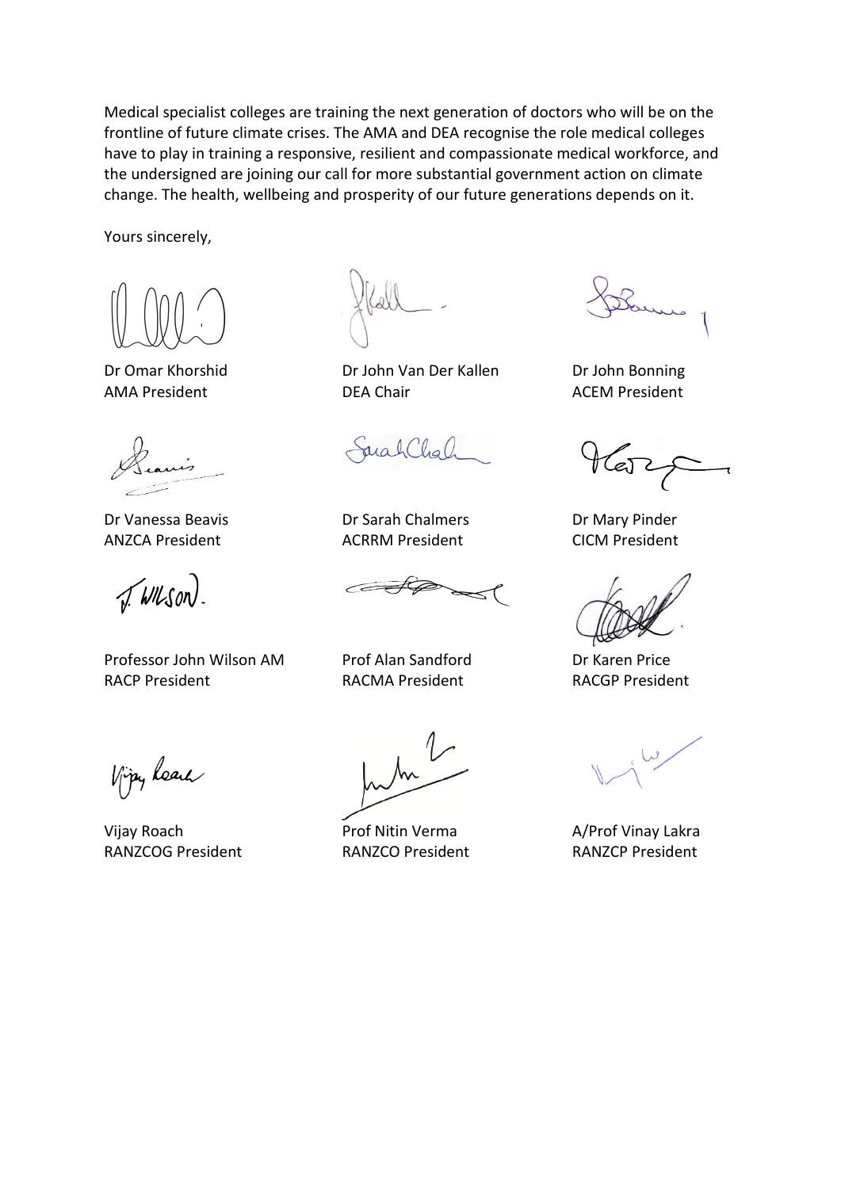Medical specialist colleges are training the next generation of doctors who will be on the frontline of future climate crises. The AMA and DEA recognise the role medical colleges have to play in training a responsive, resilient and compassionate medical workforce, and the undersigned are joining our call for more substantial government action on climate change. The health, wellbeing and prosperity of our future generations depends on it.

Yours sincerely,

Dr Omar Khorshid
AMA President

Dr John Van Der Kallen
DEA Chair

Dr John Bonning
ACEM President

Dr Vanessa Beavis
ANZCA President

Dr Sarah Chalmers
ACRRM President

Dr Mary Pinder
CICM President

Professor John Wilson AM
RACP President

Prof Alan Sandford
RACMA President

Dr Karen Price
RACGP President

Vijay Roach
RANZCOG President

Prof Nitin Verma
RANZCO President

A/Prof Vinay Lakra
RANZCP President